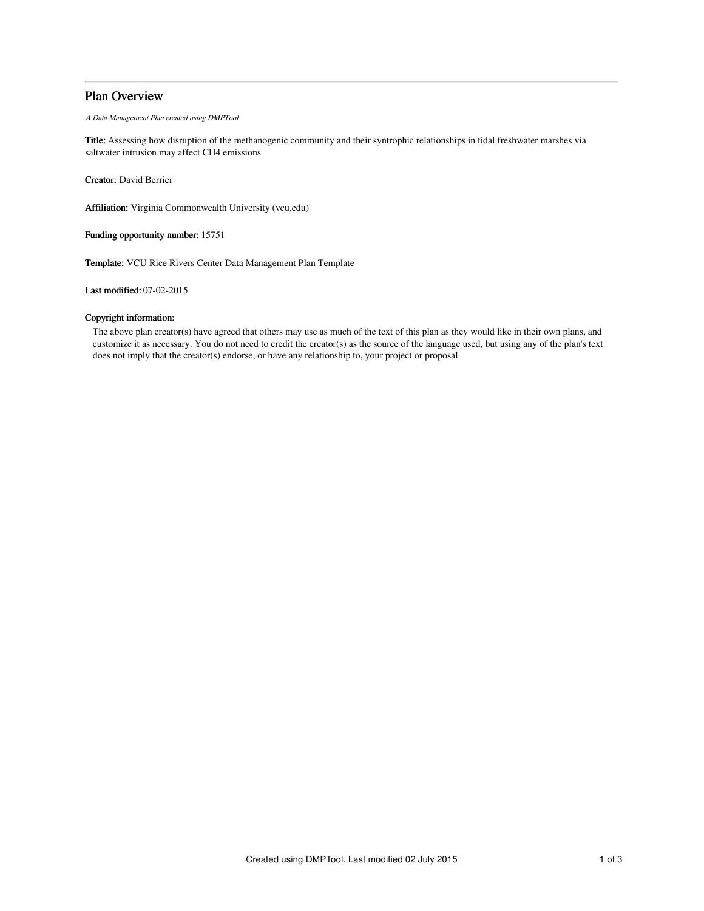# Plan Overview

*A Data Management Plan created using DMPTool*

**Title:** Assessing how disruption of the methanogenic community and their syntrophic relationships in tidal freshwater marshes via saltwater intrusion may affect $CH_4$ emissions

**Creator:** David Berrier

**Affiliation:** Virginia Commonwealth University (vcu.edu)

**Funding opportunity number:** 15751

**Template:** VCU Rice Rivers Center Data Management Plan Template

**Last modified:** 07-02-2015

**Copyright information:**

The above plan creator(s) have agreed that others may use as much of the text of this plan as they would like in their own plans, and customize it as necessary. You do not need to credit the creator(s) as the source of the language used, but using any of the plan's text does not imply that the creator(s) endorse, or have any relationship to, your project or proposal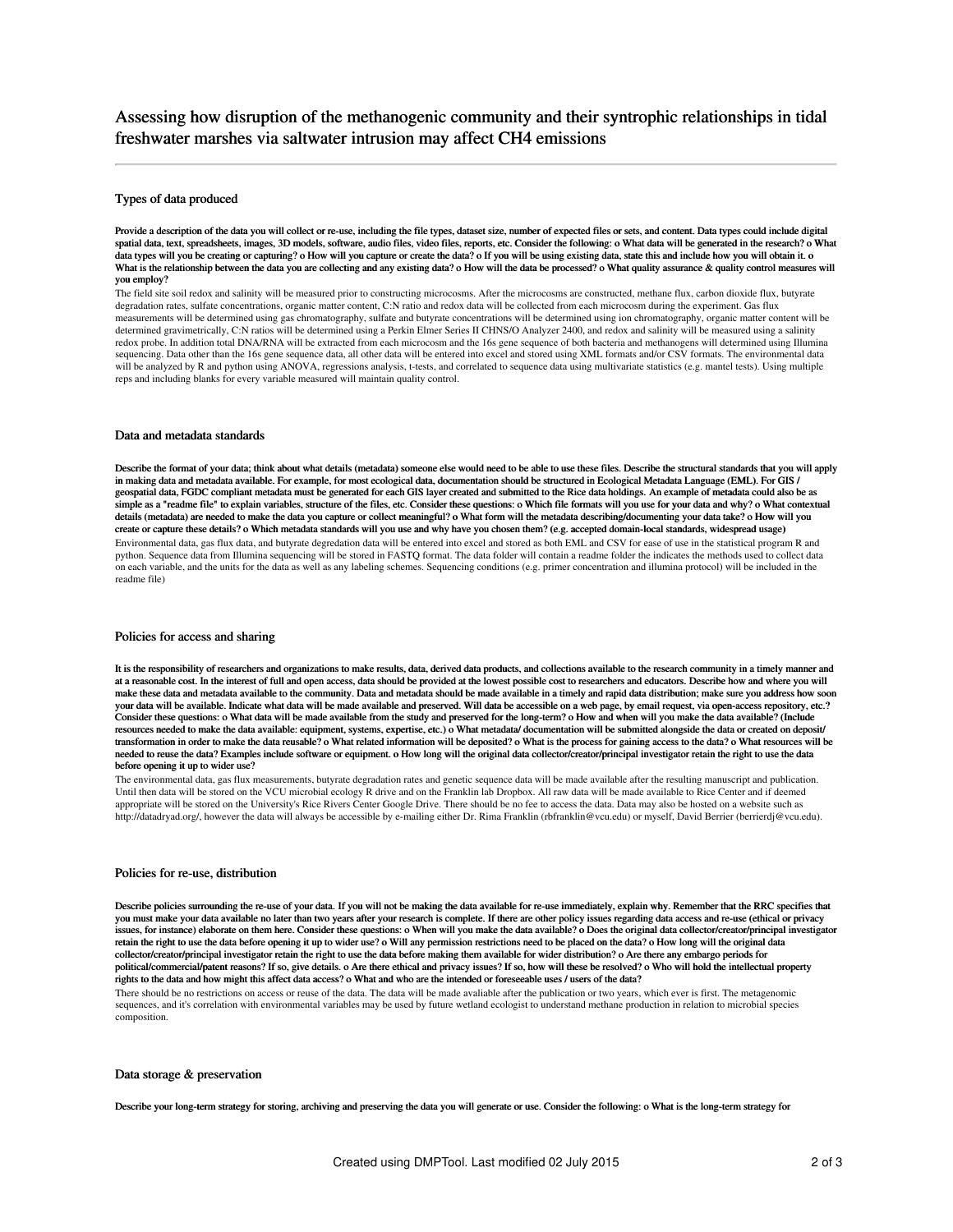# Assessing how disruption of the methanogenic community and their syntrophic relationships in tidal freshwater marshes via saltwater intrusion may affect CH4 emissions

## Types of data produced

**Provide a description of the data you will collect or re-use, including the file types, dataset size, number of expected files or sets, and content. Data types could include digital spatial data, text, spreadsheets, images, 3D models, software, audio files, video files, reports, etc. Consider the following: o What data will be generated in the research? o What data types will you be creating or capturing? o How will you capture or create the data? o If you will be using existing data, state this and include how you will obtain it. o What is the relationship between the data you are collecting and any existing data? o How will the data be processed? o What quality assurance & quality control measures will you employ?**

The field site soil redox and salinity will be measured prior to constructing microcosms. After the microcosms are constructed, methane flux, carbon dioxide flux, butyrate degradation rates, sulfate concentrations, organic matter content, C:N ratio and redox data will be collected from each microcosm during the experiment. Gas flux measurements will be determined using gas chromatography, sulfate and butyrate concentrations will be determined using ion chromatography, organic matter content will be determined gravimetrically, C:N ratios will be determined using a Perkin Elmer Series II CHNS/O Analyzer 2400, and redox and salinity will be measured using a salinity redox probe. In addition total DNA/RNA will be extracted from each microcosm and the 16s gene sequence of both bacteria and methanogens will determined using Illumina sequencing. Data other than the 16s gene sequence data, all other data will be entered into excel and stored using XML formats and/or CSV formats. The environmental data will be analyzed by R and python using ANOVA, regressions analysis, t-tests, and correlated to sequence data using multivariate statistics (e.g. mantel tests). Using multiple reps and including blanks for every variable measured will maintain quality control.

## Data and metadata standards

**Describe the format of your data; think about what details (metadata) someone else would need to be able to use these files. Describe the structural standards that you will apply in making data and metadata available. For example, for most ecological data, documentation should be structured in Ecological Metadata Language (EML). For GIS / geospatial data, FGDC compliant metadata must be generated for each GIS layer created and submitted to the Rice data holdings. An example of metadata could also be as simple as a "readme file" to explain variables, structure of the files, etc. Consider these questions: o Which file formats will you use for your data and why? o What contextual details (metadata) are needed to make the data you capture or collect meaningful? o What form will the metadata describing/documenting your data take? o How will you create or capture these details? o Which metadata standards will you use and why have you chosen them? (e.g. accepted domain-local standards, widespread usage)**

Environmental data, gas flux data, and butyrate degredation data will be entered into excel and stored as both EML and CSV for ease of use in the statistical program R and python. Sequence data from Illumina sequencing will be stored in FASTQ format. The data folder will contain a readme folder the indicates the methods used to collect data on each variable, and the units for the data as well as any labeling schemes. Sequencing conditions (e.g. primer concentration and illumina protocol) will be included in the readme file)

## Policies for access and sharing

**It is the responsibility of researchers and organizations to make results, data, derived data products, and collections available to the research community in a timely manner and at a reasonable cost. In the interest of full and open access, data should be provided at the lowest possible cost to researchers and educators. Describe how and where you will make these data and metadata available to the community. Data and metadata should be made available in a timely and rapid data distribution; make sure you address how soon your data will be available. Indicate what data will be made available and preserved. Will data be accessible on a web page, by email request, via open-access repository, etc.? Consider these questions: o What data will be made available from the study and preserved for the long-term? o How and when will you make the data available? (Include resources needed to make the data available: equipment, systems, expertise, etc.) o What metadata/ documentation will be submitted alongside the data or created on deposit/ transformation in order to make the data reusable? o What related information will be deposited? o What is the process for gaining access to the data? o What resources will be needed to reuse the data? Examples include software or equipment. o How long will the original data collector/creator/principal investigator retain the right to use the data before opening it up to wider use?**

The environmental data, gas flux measurements, butyrate degradation rates and genetic sequence data will be made available after the resulting manuscript and publication. Until then data will be stored on the VCU microbial ecology R drive and on the Franklin lab Dropbox. All raw data will be made available to Rice Center and if deemed appropriate will be stored on the University's Rice Rivers Center Google Drive. There should be no fee to access the data. Data may also be hosted on a website such as http://datadryad.org/, however the data will always be accessible by e-mailing either Dr. Rima Franklin (rbfranklin@vcu.edu) or myself, David Berrier (berrierdj@vcu.edu).

## Policies for re-use, distribution

**Describe policies surrounding the re-use of your data. If you will not be making the data available for re-use immediately, explain why. Remember that the RRC specifies that you must make your data available no later than two years after your research is complete. If there are other policy issues regarding data access and re-use (ethical or privacy issues, for instance) elaborate on them here. Consider these questions: o When will you make the data available? o Does the original data collector/creator/principal investigator retain the right to use the data before opening it up to wider use? o Will any permission restrictions need to be placed on the data? o How long will the original data collector/creator/principal investigator retain the right to use the data before making them available for wider distribution? o Are there any embargo periods for political/commercial/patent reasons? If so, give details. o Are there ethical and privacy issues? If so, how will these be resolved? o Who will hold the intellectual property rights to the data and how might this affect data access? o What and who are the intended or foreseeable uses / users of the data?**

There should be no restrictions on access or reuse of the data. The data will be made avaliable after the publication or two years, which ever is first. The metagenomic sequences, and it's correlation with environmental variables may be used by future wetland ecologist to understand methane production in relation to microbial species composition.

## Data storage & preservation

**Describe your long-term strategy for storing, archiving and preserving the data you will generate or use. Consider the following: o What is the long-term strategy for**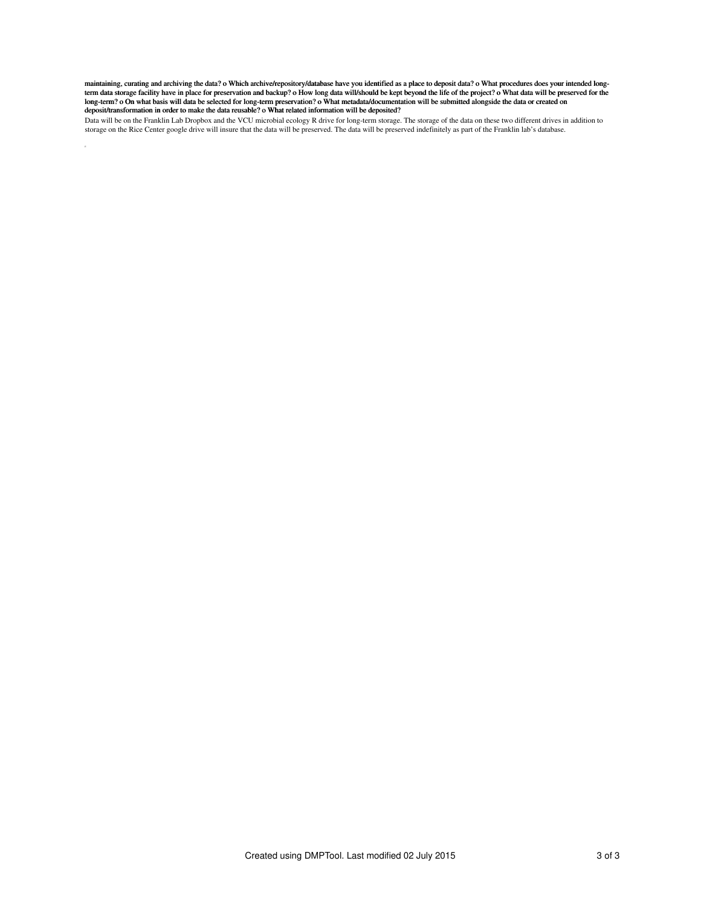**maintaining, curating and archiving the data? o Which archive/repository/database have you identified as a place to deposit data? o What procedures does your intended long-term data storage facility have in place for preservation and backup? o How long data will/should be kept beyond the life of the project? o What data will be preserved for the long-term? o On what basis will data be selected for long-term preservation? o What metadata/documentation will be submitted alongside the data or created on deposit/transformation in order to make the data reusable? o What related information will be deposited?**

Data will be on the Franklin Lab Dropbox and the VCU microbial ecology R drive for long-term storage. The storage of the data on these two different drives in addition to storage on the Rice Center google drive will insure that the data will be preserved. The data will be preserved indefinitely as part of the Franklin lab's database.

Created using DMPTool. Last modified 02 July 2015